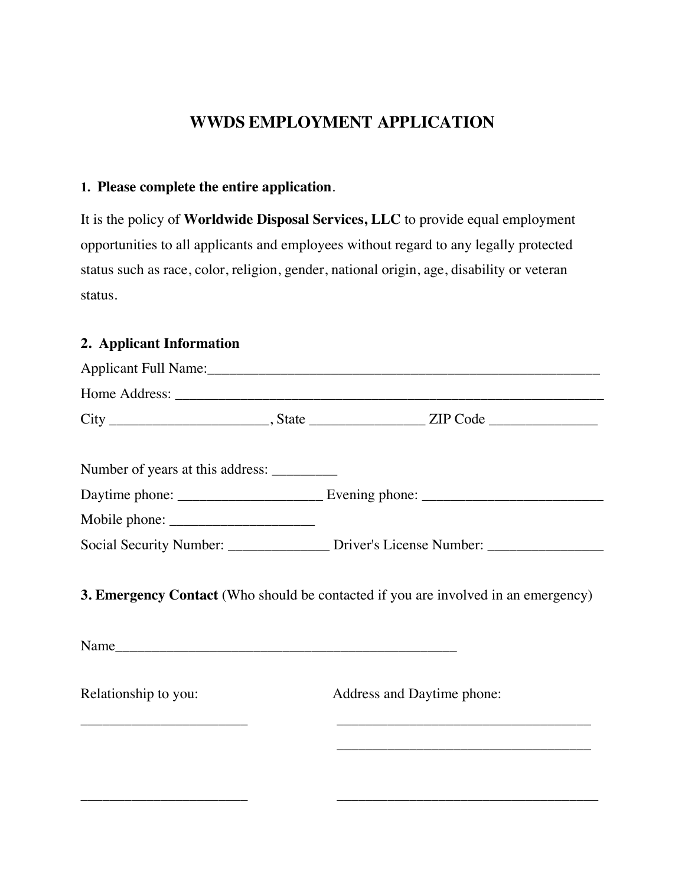# WWDS EMPLOYMENT APPLICATION

**1. Please complete the entire application**.

It is the policy of **Worldwide Disposal Services, LLC** to provide equal employment opportunities to all applicants and employees without regard to any legally protected status such as race, color, religion, gender, national origin, age, disability or veteran status.

**2. Applicant Information**

Applicant Full Name:_________________________________________________________

Home Address: ______________________________________________________________

City ______________________, State ________________ ZIP Code _______________

Number of years at this address: _________

Daytime phone: ____________________ Evening phone: _________________________

Mobile phone: ____________________

Social Security Number: ______________ Driver's License Number: ________________

**3. Emergency Contact** (Who should be contacted if you are involved in an emergency)

Name_________________________________________________

Relationship to you: Address and Daytime phone:

________________________ ____________________________________

____________________________________

________________________ _____________________________________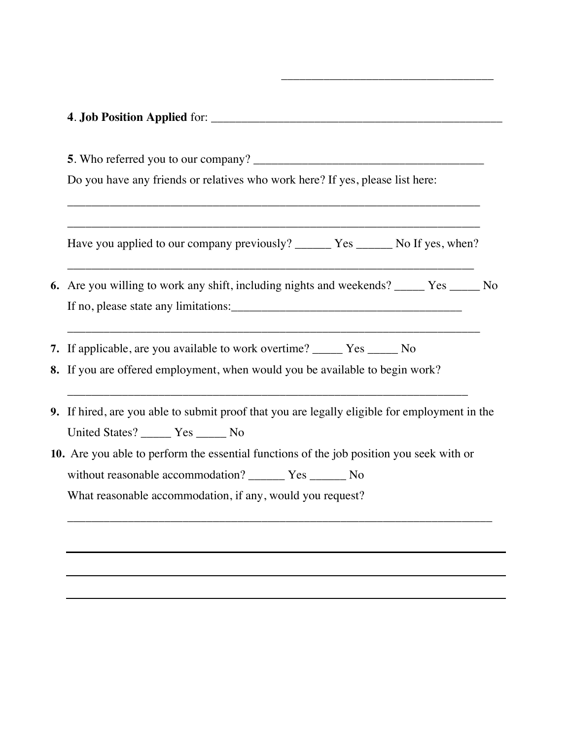\_\_\_\_\_\_\_\_\_\_\_\_\_\_\_\_\_\_\_\_\_\_\_\_\_\_\_\_\_\_\_\_\_\_\_\_

4. **Job Position Applied** for: \_\_\_\_\_\_\_\_\_\_\_\_\_\_\_\_\_\_\_\_\_\_\_\_\_\_\_\_\_\_\_\_\_\_\_\_\_\_\_\_\_\_\_\_\_\_\_\_\_\_

5. Who referred you to our company? \_\_\_\_\_\_\_\_\_\_\_\_\_\_\_\_\_\_\_\_\_\_\_\_\_\_\_\_\_\_\_\_\_\_\_\_\_\_\_

   Do you have any friends or relatives who work here? If yes, please list here:

   \_\_\_\_\_\_\_\_\_\_\_\_\_\_\_\_\_\_\_\_\_\_\_\_\_\_\_\_\_\_\_\_\_\_\_\_\_\_\_\_\_\_\_\_\_\_\_\_\_\_\_\_\_\_\_\_\_\_\_\_\_\_\_\_\_\_\_

   \_\_\_\_\_\_\_\_\_\_\_\_\_\_\_\_\_\_\_\_\_\_\_\_\_\_\_\_\_\_\_\_\_\_\_\_\_\_\_\_\_\_\_\_\_\_\_\_\_\_\_\_\_\_\_\_\_\_\_\_\_\_\_\_\_\_\_

   Have you applied to our company previously? \_\_\_\_\_\_ Yes \_\_\_\_\_\_ No If yes, when?

   \_\_\_\_\_\_\_\_\_\_\_\_\_\_\_\_\_\_\_\_\_\_\_\_\_\_\_\_\_\_\_\_\_\_\_\_\_\_\_\_\_\_\_\_\_\_\_\_\_\_\_\_\_\_\_\_\_\_\_\_\_\_\_\_\_\_

6. Are you willing to work any shift, including nights and weekends? \_\_\_\_\_ Yes \_\_\_\_\_ No

   If no, please state any limitations:\_\_\_\_\_\_\_\_\_\_\_\_\_\_\_\_\_\_\_\_\_\_\_\_\_\_\_\_\_\_\_\_\_\_\_\_\_\_

   \_\_\_\_\_\_\_\_\_\_\_\_\_\_\_\_\_\_\_\_\_\_\_\_\_\_\_\_\_\_\_\_\_\_\_\_\_\_\_\_\_\_\_\_\_\_\_\_\_\_\_\_\_\_\_\_\_\_\_\_\_\_\_\_\_\_\_

7. If applicable, are you available to work overtime? \_\_\_\_\_ Yes \_\_\_\_\_ No

8. If you are offered employment, when would you be available to begin work?

   \_\_\_\_\_\_\_\_\_\_\_\_\_\_\_\_\_\_\_\_\_\_\_\_\_\_\_\_\_\_\_\_\_\_\_\_\_\_\_\_\_\_\_\_\_\_\_\_\_\_\_\_\_\_\_\_\_\_\_\_\_\_\_\_\_

9. If hired, are you able to submit proof that you are legally eligible for employment in the United States? \_\_\_\_\_ Yes \_\_\_\_\_ No

10. Are you able to perform the essential functions of the job position you seek with or without reasonable accommodation? \_\_\_\_\_\_ Yes \_\_\_\_\_\_ No

    What reasonable accommodation, if any, would you request?

    \_\_\_\_\_\_\_\_\_\_\_\_\_\_\_\_\_\_\_\_\_\_\_\_\_\_\_\_\_\_\_\_\_\_\_\_\_\_\_\_\_\_\_\_\_\_\_\_\_\_\_\_\_\_\_\_\_\_\_\_\_\_\_\_\_\_\_\_\_

    \_\_\_\_\_\_\_\_\_\_\_\_\_\_\_\_\_\_\_\_\_\_\_\_\_\_\_\_\_\_\_\_\_\_\_\_\_\_\_\_\_\_\_\_\_\_\_\_\_\_\_\_\_\_\_\_\_\_\_\_\_\_\_\_\_\_\_\_\_

    \_\_\_\_\_\_\_\_\_\_\_\_\_\_\_\_\_\_\_\_\_\_\_\_\_\_\_\_\_\_\_\_\_\_\_\_\_\_\_\_\_\_\_\_\_\_\_\_\_\_\_\_\_\_\_\_\_\_\_\_\_\_\_\_\_\_\_\_\_

    \_\_\_\_\_\_\_\_\_\_\_\_\_\_\_\_\_\_\_\_\_\_\_\_\_\_\_\_\_\_\_\_\_\_\_\_\_\_\_\_\_\_\_\_\_\_\_\_\_\_\_\_\_\_\_\_\_\_\_\_\_\_\_\_\_\_\_\_\_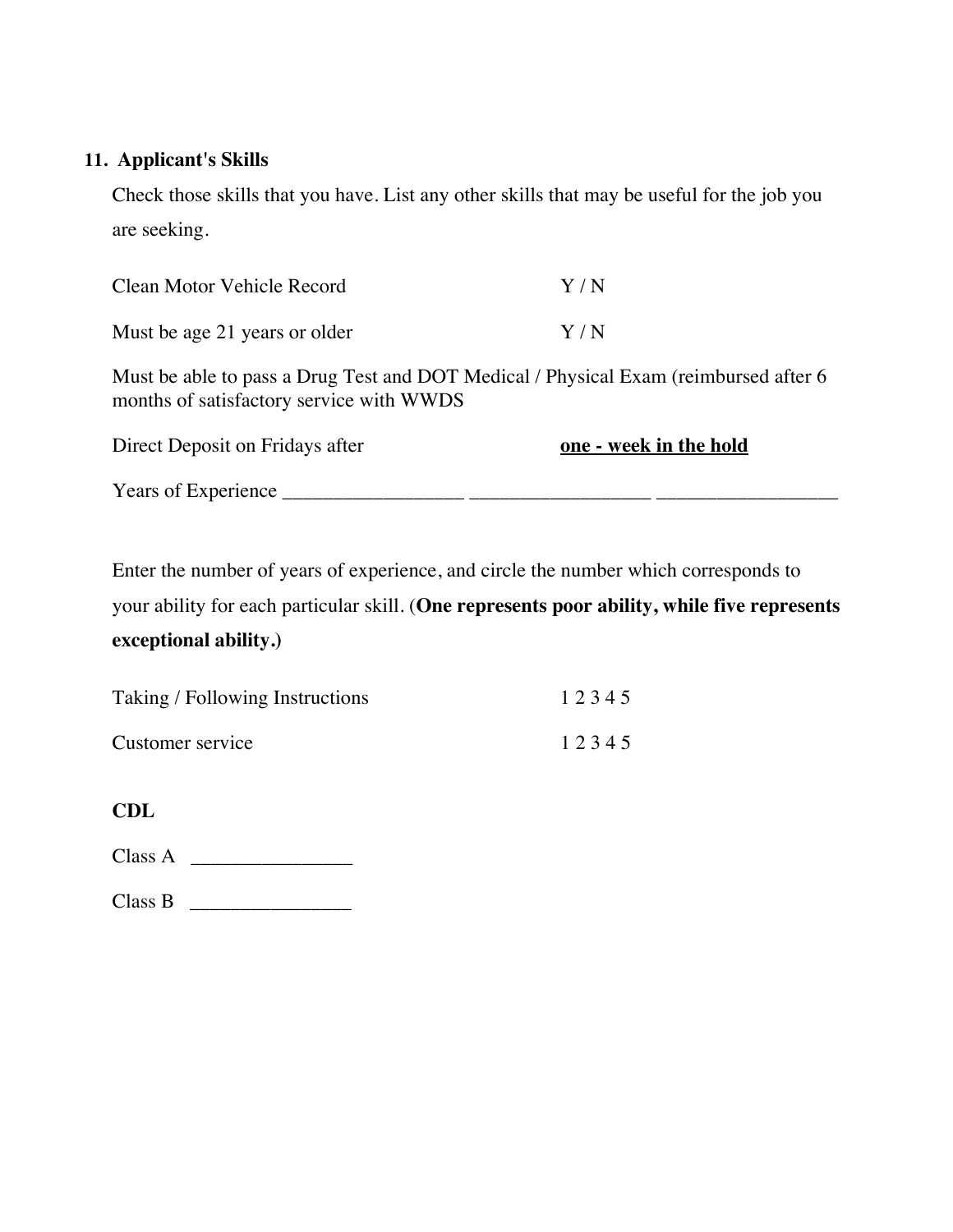**11. Applicant's Skills**

Check those skills that you have. List any other skills that may be useful for the job you are seeking.

Clean Motor Vehicle Record Y / N

Must be age 21 years or older Y / N

Must be able to pass a Drug Test and DOT Medical / Physical Exam (reimbursed after 6 months of satisfactory service with WWDS

Direct Deposit on Fridays after **one - week in the hold**

Years of Experience __________________ __________________ __________________

Enter the number of years of experience, and circle the number which corresponds to your ability for each particular skill. (**One represents poor ability, while five represents exceptional ability.)**

Taking / Following Instructions 1 2 3 4 5

Customer service 1 2 3 4 5

**CDL**

Class A ________________

Class B ________________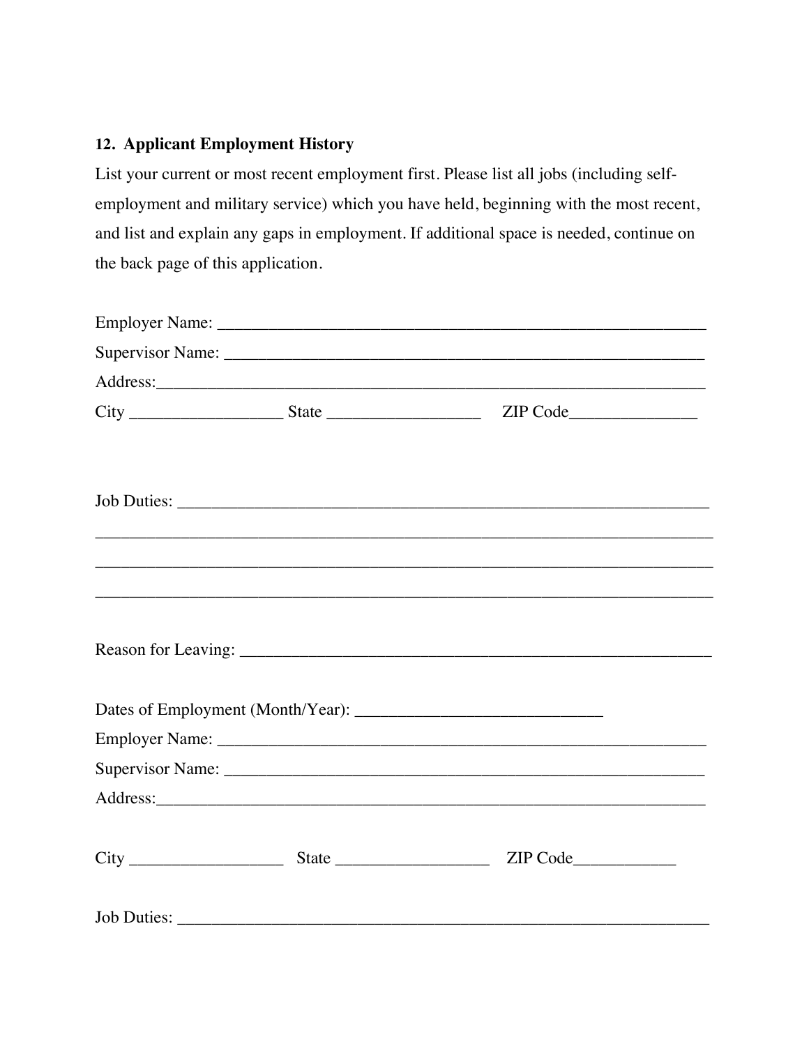**12. Applicant Employment History**

List your current or most recent employment first. Please list all jobs (including self-employment and military service) which you have held, beginning with the most recent, and list and explain any gaps in employment. If additional space is needed, continue on the back page of this application.

Employer Name: ____________________________________________________________

Supervisor Name: __________________________________________________________

Address:___________________________________________________________________

City __________________ State __________________ ZIP Code_______________

Job Duties: _________________________________________________________________

_________________________________________________________________________

_________________________________________________________________________

_________________________________________________________________________

Reason for Leaving: __________________________________________________________

Dates of Employment (Month/Year): _____________________________

Employer Name: ____________________________________________________________

Supervisor Name: __________________________________________________________

Address:___________________________________________________________________

City __________________ State __________________ ZIP Code____________

Job Duties: _________________________________________________________________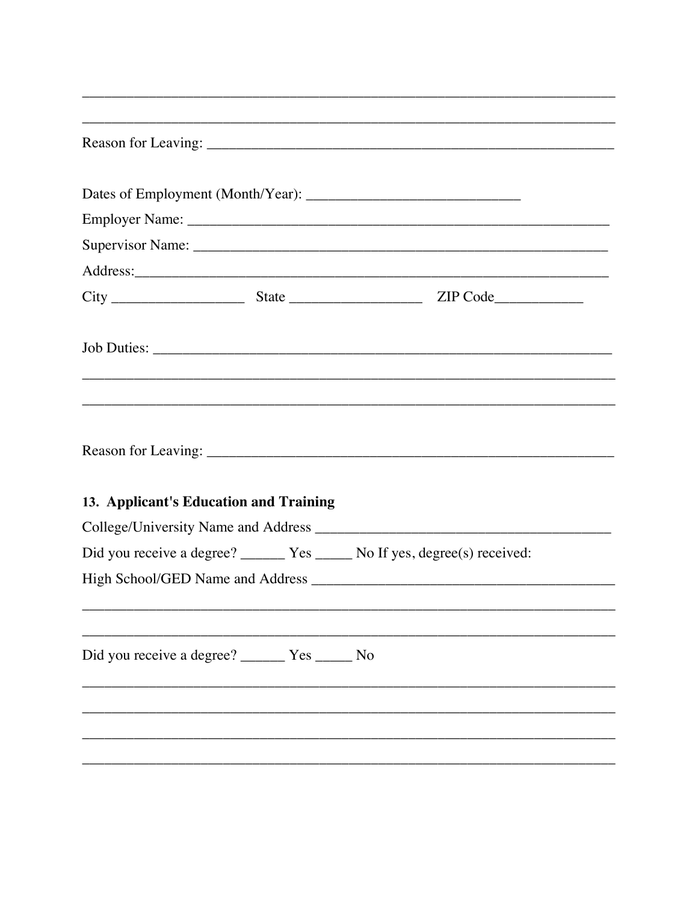______________________________________________________________________________

______________________________________________________________________________

Reason for Leaving: ___________________________________________________________

Dates of Employment (Month/Year): ______________________________

Employer Name: ______________________________________________________________

Supervisor Name: ____________________________________________________________

Address:______________________________________________________________________

City ___________________ State ___________________ ZIP Code____________

Job Duties: __________________________________________________________________

______________________________________________________________________________

______________________________________________________________________________

Reason for Leaving: ___________________________________________________________

**13. Applicant's Education and Training**

College/University Name and Address ________________________________________

Did you receive a degree? ______ Yes _____ No If yes, degree(s) received:

High School/GED Name and Address __________________________________________

______________________________________________________________________________

______________________________________________________________________________

Did you receive a degree? ______ Yes _____ No

______________________________________________________________________________

______________________________________________________________________________

______________________________________________________________________________

______________________________________________________________________________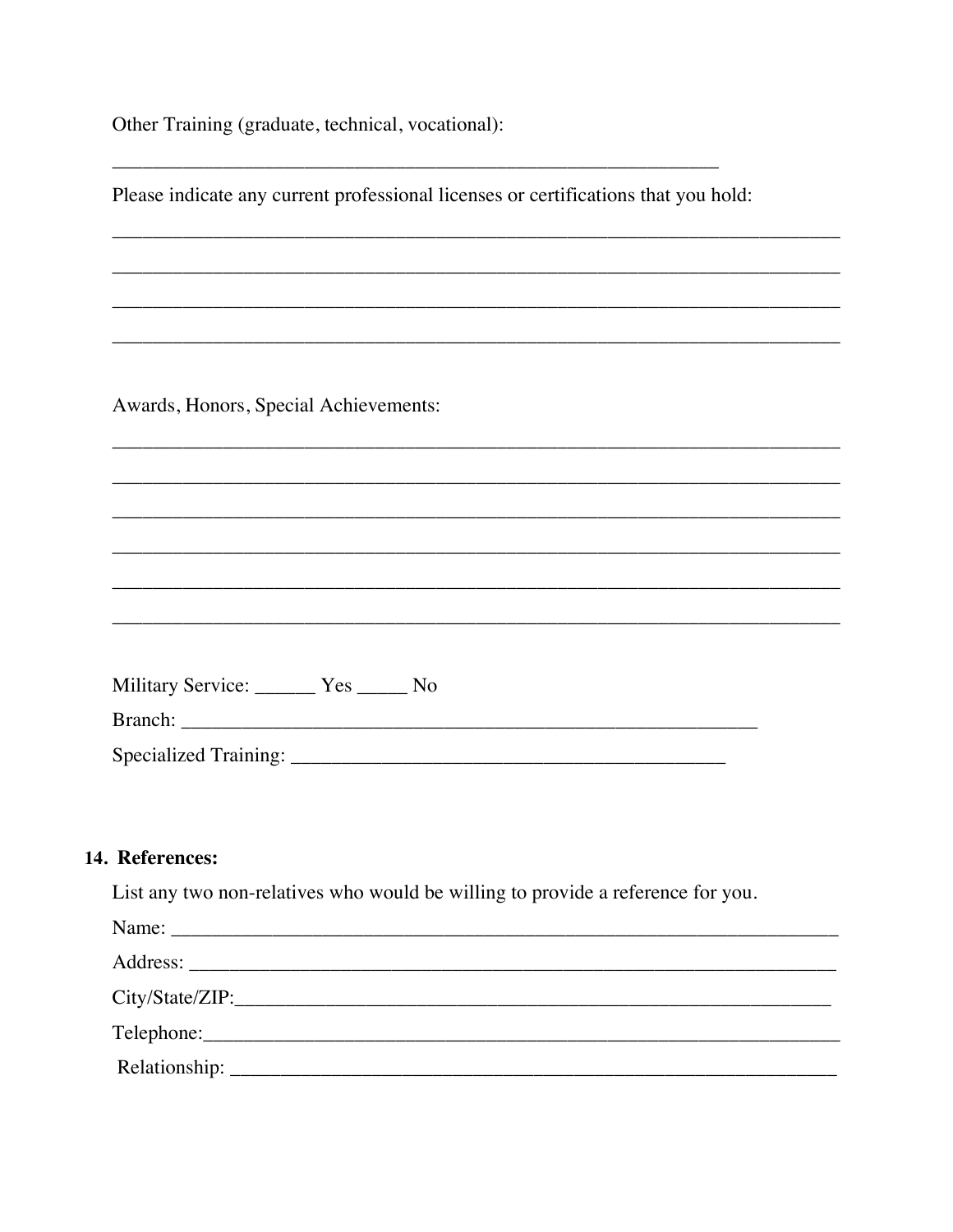Other Training (graduate, technical, vocational):

______________________________________________________________

Please indicate any current professional licenses or certifications that you hold:

___________________________________________________________________________

___________________________________________________________________________

___________________________________________________________________________

___________________________________________________________________________

Awards, Honors, Special Achievements:

___________________________________________________________________________

___________________________________________________________________________

___________________________________________________________________________

___________________________________________________________________________

___________________________________________________________________________

___________________________________________________________________________

Military Service: ______ Yes _____ No

Branch: ____________________________________________________________

Specialized Training: ____________________________________________

**14. References:**

List any two non-relatives who would be willing to provide a reference for you.

Name: ____________________________________________________________________

Address: __________________________________________________________________

City/State/ZIP:______________________________________________________________

Telephone:__________________________________________________________________

Relationship: _______________________________________________________________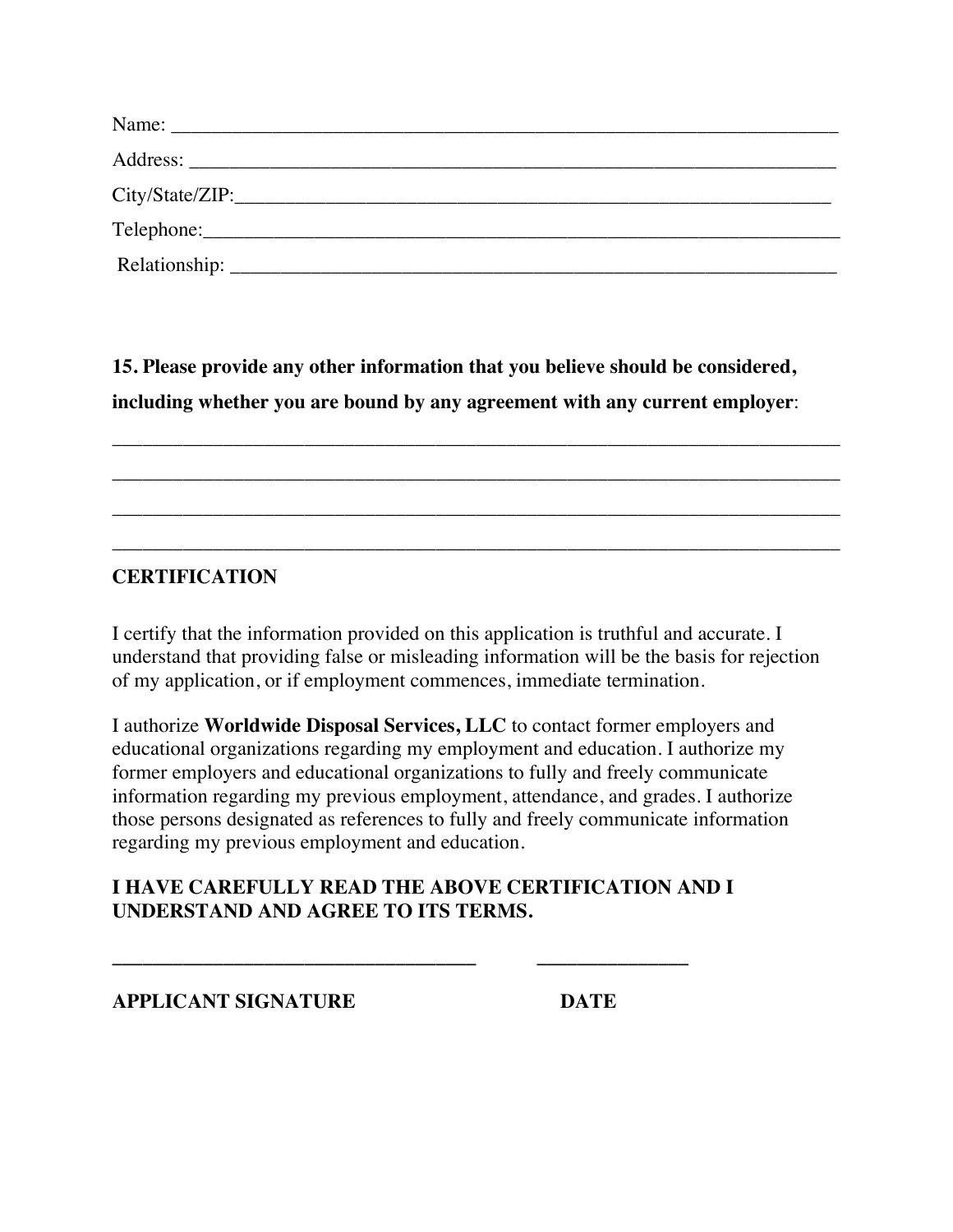Name: ___________________________________________________________________

Address: _________________________________________________________________

City/State/ZIP:____________________________________________________________

Telephone:_________________________________________________________________

Relationship: _____________________________________________________________

**15. Please provide any other information that you believe should be considered, including whether you are bound by any agreement with any current employer**:

___________________________________________________________________________

___________________________________________________________________________

___________________________________________________________________________

___________________________________________________________________________

**CERTIFICATION**

I certify that the information provided on this application is truthful and accurate. I understand that providing false or misleading information will be the basis for rejection of my application, or if employment commences, immediate termination.

I authorize **Worldwide Disposal Services, LLC** to contact former employers and educational organizations regarding my employment and education. I authorize my former employers and educational organizations to fully and freely communicate information regarding my previous employment, attendance, and grades. I authorize those persons designated as references to fully and freely communicate information regarding my previous employment and education.

**I HAVE CAREFULLY READ THE ABOVE CERTIFICATION AND I UNDERSTAND AND AGREE TO ITS TERMS.**

___________________________________ ______________

**APPLICANT SIGNATURE** **DATE**